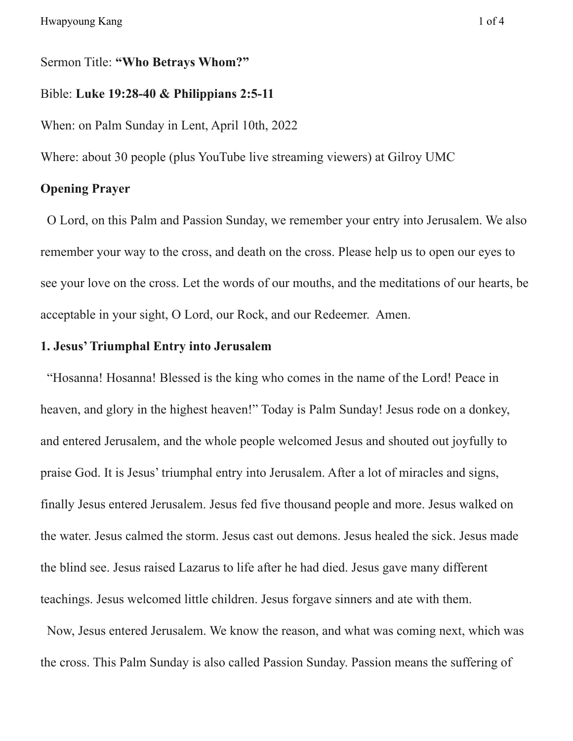Sermon Title: **"Who Betrays Whom?"**

Bible: **Luke 19:28-40 & Philippians 2:5-11**

When: on Palm Sunday in Lent, April 10th, 2022

Where: about 30 people (plus YouTube live streaming viewers) at Gilroy UMC

**Opening Prayer**

O Lord, on this Palm and Passion Sunday, we remember your entry into Jerusalem. We also remember your way to the cross, and death on the cross. Please help us to open our eyes to see your love on the cross. Let the words of our mouths, and the meditations of our hearts, be acceptable in your sight, O Lord, our Rock, and our Redeemer. Amen.

**1. Jesus' Triumphal Entry into Jerusalem**

"Hosanna! Hosanna! Blessed is the king who comes in the name of the Lord! Peace in heaven, and glory in the highest heaven!" Today is Palm Sunday! Jesus rode on a donkey, and entered Jerusalem, and the whole people welcomed Jesus and shouted out joyfully to praise God. It is Jesus' triumphal entry into Jerusalem. After a lot of miracles and signs, finally Jesus entered Jerusalem. Jesus fed five thousand people and more. Jesus walked on the water. Jesus calmed the storm. Jesus cast out demons. Jesus healed the sick. Jesus made the blind see. Jesus raised Lazarus to life after he had died. Jesus gave many different teachings. Jesus welcomed little children. Jesus forgave sinners and ate with them.

Now, Jesus entered Jerusalem. We know the reason, and what was coming next, which was the cross. This Palm Sunday is also called Passion Sunday. Passion means the suffering of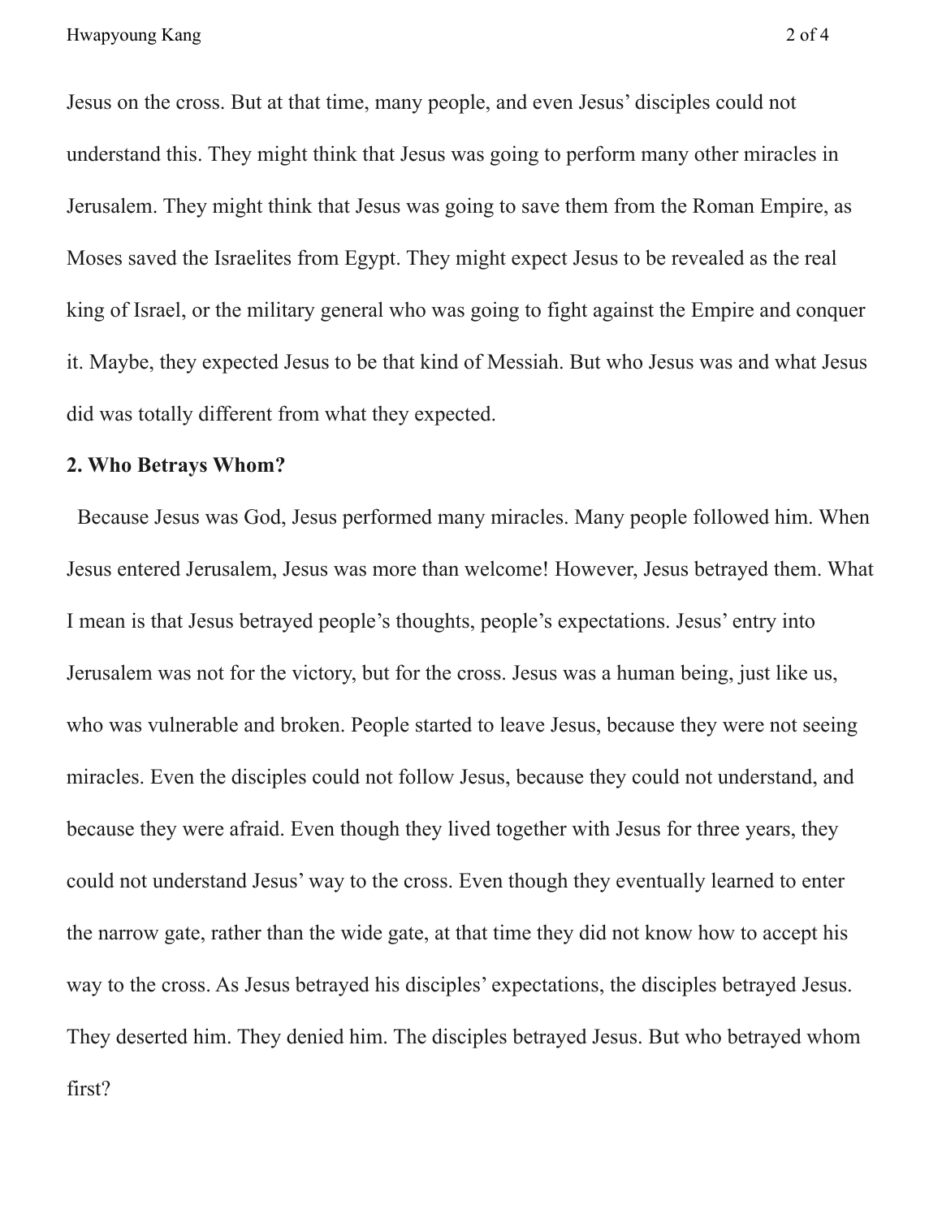Jesus on the cross. But at that time, many people, and even Jesus' disciples could not understand this. They might think that Jesus was going to perform many other miracles in Jerusalem. They might think that Jesus was going to save them from the Roman Empire, as Moses saved the Israelites from Egypt. They might expect Jesus to be revealed as the real king of Israel, or the military general who was going to fight against the Empire and conquer it. Maybe, they expected Jesus to be that kind of Messiah. But who Jesus was and what Jesus did was totally different from what they expected.

**2. Who Betrays Whom?**

Because Jesus was God, Jesus performed many miracles. Many people followed him. When Jesus entered Jerusalem, Jesus was more than welcome! However, Jesus betrayed them. What I mean is that Jesus betrayed people's thoughts, people's expectations. Jesus' entry into Jerusalem was not for the victory, but for the cross. Jesus was a human being, just like us, who was vulnerable and broken. People started to leave Jesus, because they were not seeing miracles. Even the disciples could not follow Jesus, because they could not understand, and because they were afraid. Even though they lived together with Jesus for three years, they could not understand Jesus' way to the cross. Even though they eventually learned to enter the narrow gate, rather than the wide gate, at that time they did not know how to accept his way to the cross. As Jesus betrayed his disciples' expectations, the disciples betrayed Jesus. They deserted him. They denied him. The disciples betrayed Jesus. But who betrayed whom first?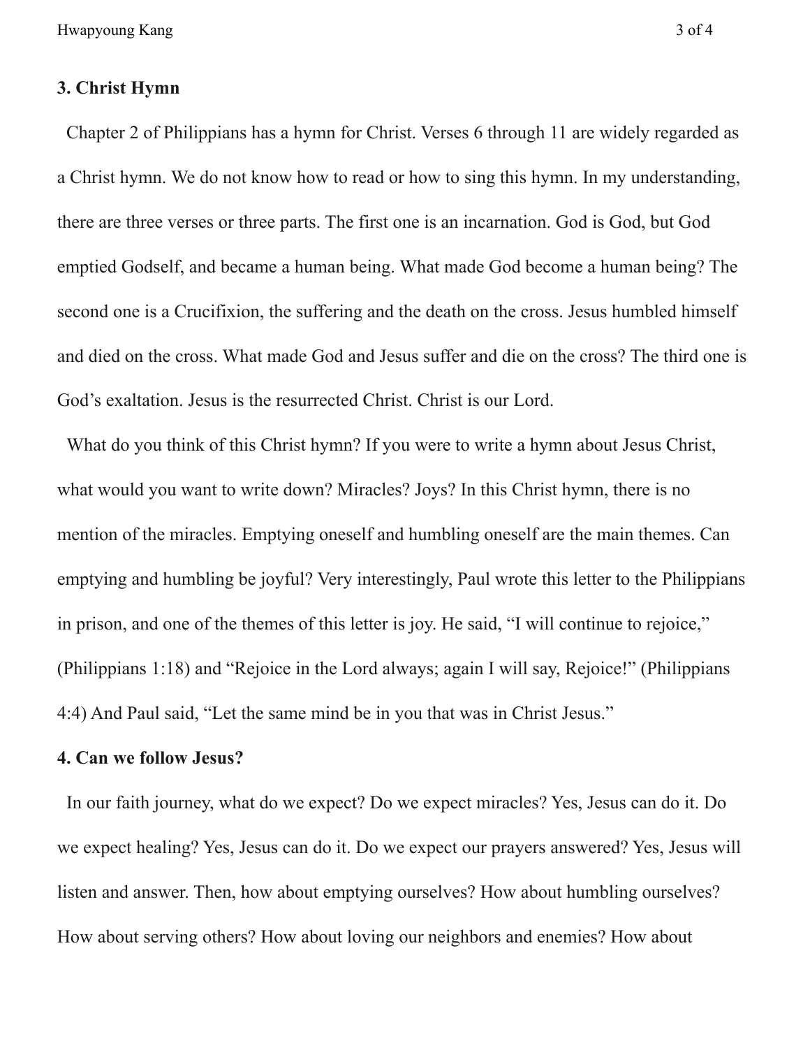**3. Christ Hymn**

Chapter 2 of Philippians has a hymn for Christ. Verses 6 through 11 are widely regarded as a Christ hymn. We do not know how to read or how to sing this hymn. In my understanding, there are three verses or three parts. The first one is an incarnation. God is God, but God emptied Godself, and became a human being. What made God become a human being? The second one is a Crucifixion, the suffering and the death on the cross. Jesus humbled himself and died on the cross. What made God and Jesus suffer and die on the cross? The third one is God's exaltation. Jesus is the resurrected Christ. Christ is our Lord.

What do you think of this Christ hymn? If you were to write a hymn about Jesus Christ, what would you want to write down? Miracles? Joys? In this Christ hymn, there is no mention of the miracles. Emptying oneself and humbling oneself are the main themes. Can emptying and humbling be joyful? Very interestingly, Paul wrote this letter to the Philippians in prison, and one of the themes of this letter is joy. He said, "I will continue to rejoice," (Philippians 1:18) and "Rejoice in the Lord always; again I will say, Rejoice!" (Philippians 4:4) And Paul said, "Let the same mind be in you that was in Christ Jesus."

**4. Can we follow Jesus?**

In our faith journey, what do we expect? Do we expect miracles? Yes, Jesus can do it. Do we expect healing? Yes, Jesus can do it. Do we expect our prayers answered? Yes, Jesus will listen and answer. Then, how about emptying ourselves? How about humbling ourselves? How about serving others? How about loving our neighbors and enemies? How about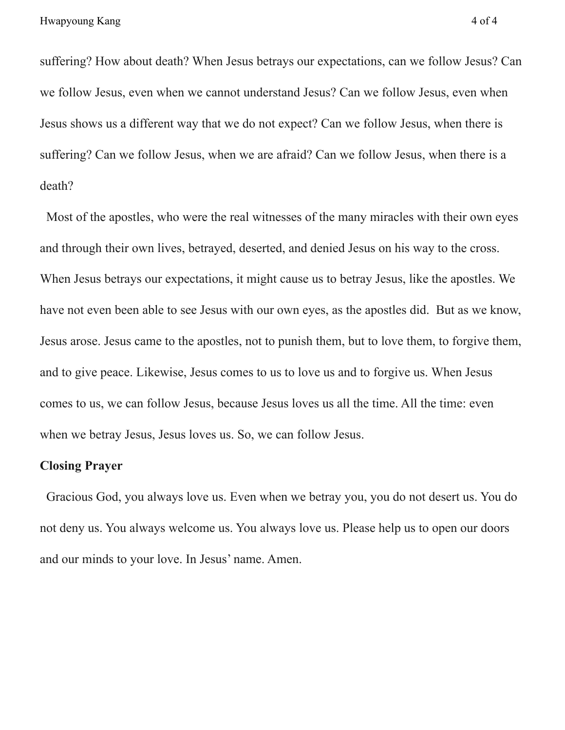suffering? How about death? When Jesus betrays our expectations, can we follow Jesus? Can we follow Jesus, even when we cannot understand Jesus? Can we follow Jesus, even when Jesus shows us a different way that we do not expect? Can we follow Jesus, when there is suffering? Can we follow Jesus, when we are afraid? Can we follow Jesus, when there is a death?

Most of the apostles, who were the real witnesses of the many miracles with their own eyes and through their own lives, betrayed, deserted, and denied Jesus on his way to the cross. When Jesus betrays our expectations, it might cause us to betray Jesus, like the apostles. We have not even been able to see Jesus with our own eyes, as the apostles did. But as we know, Jesus arose. Jesus came to the apostles, not to punish them, but to love them, to forgive them, and to give peace. Likewise, Jesus comes to us to love us and to forgive us. When Jesus comes to us, we can follow Jesus, because Jesus loves us all the time. All the time: even when we betray Jesus, Jesus loves us. So, we can follow Jesus.

**Closing Prayer**

Gracious God, you always love us. Even when we betray you, you do not desert us. You do not deny us. You always welcome us. You always love us. Please help us to open our doors and our minds to your love. In Jesus' name. Amen.